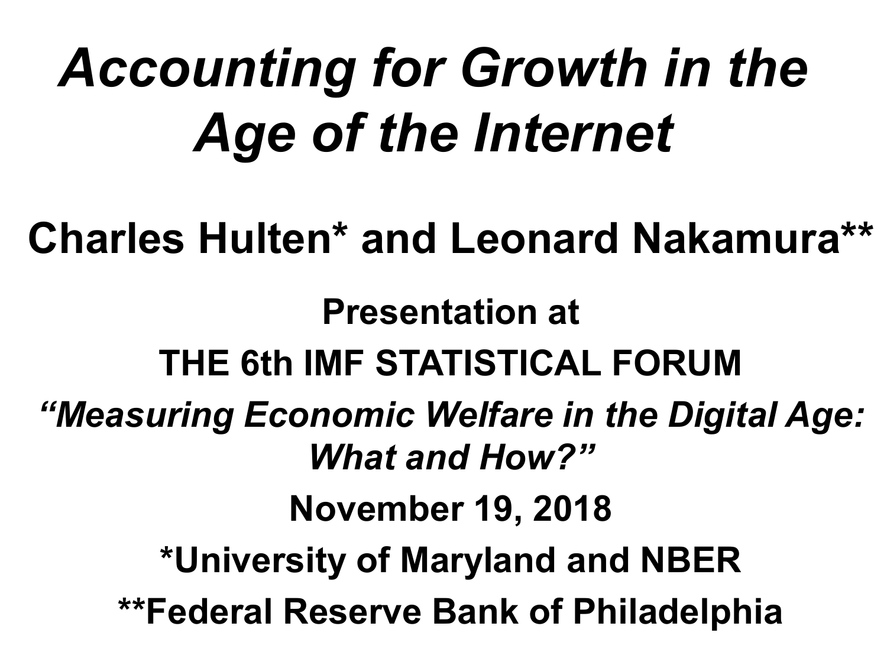# *Accounting for Growth in the Age of the Internet*

## Charles Hulten* and Leonard Nakamura**

**Presentation at**

**THE 6th IMF STATISTICAL FORUM**

***"Measuring Economic Welfare in the Digital Age: What and How?"***

**November 19, 2018**

**\*University of Maryland and NBER**

**\*\*Federal Reserve Bank of Philadelphia**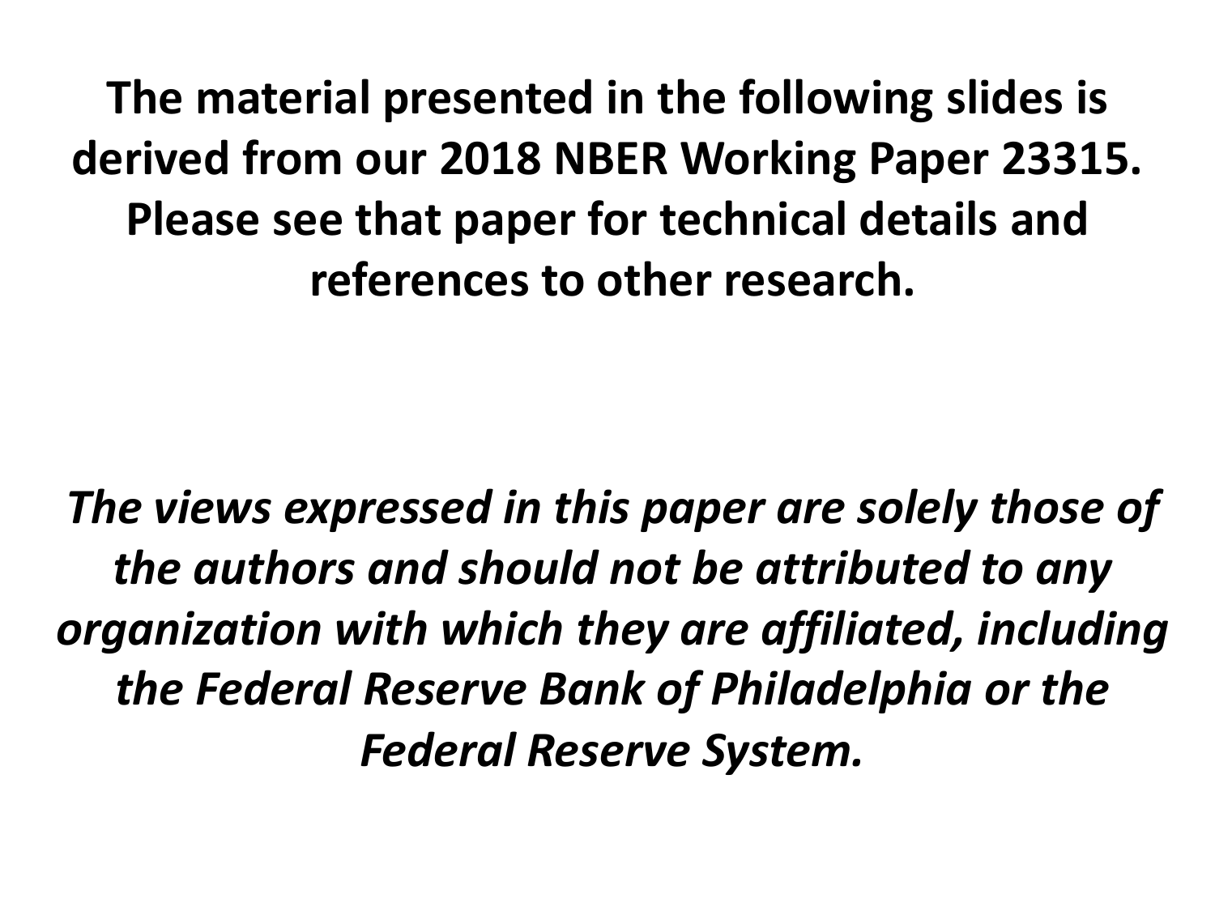**The material presented in the following slides is derived from our 2018 NBER Working Paper 23315. Please see that paper for technical details and references to other research.**

***The views expressed in this paper are solely those of the authors and should not be attributed to any organization with which they are affiliated, including the Federal Reserve Bank of Philadelphia or the Federal Reserve System.***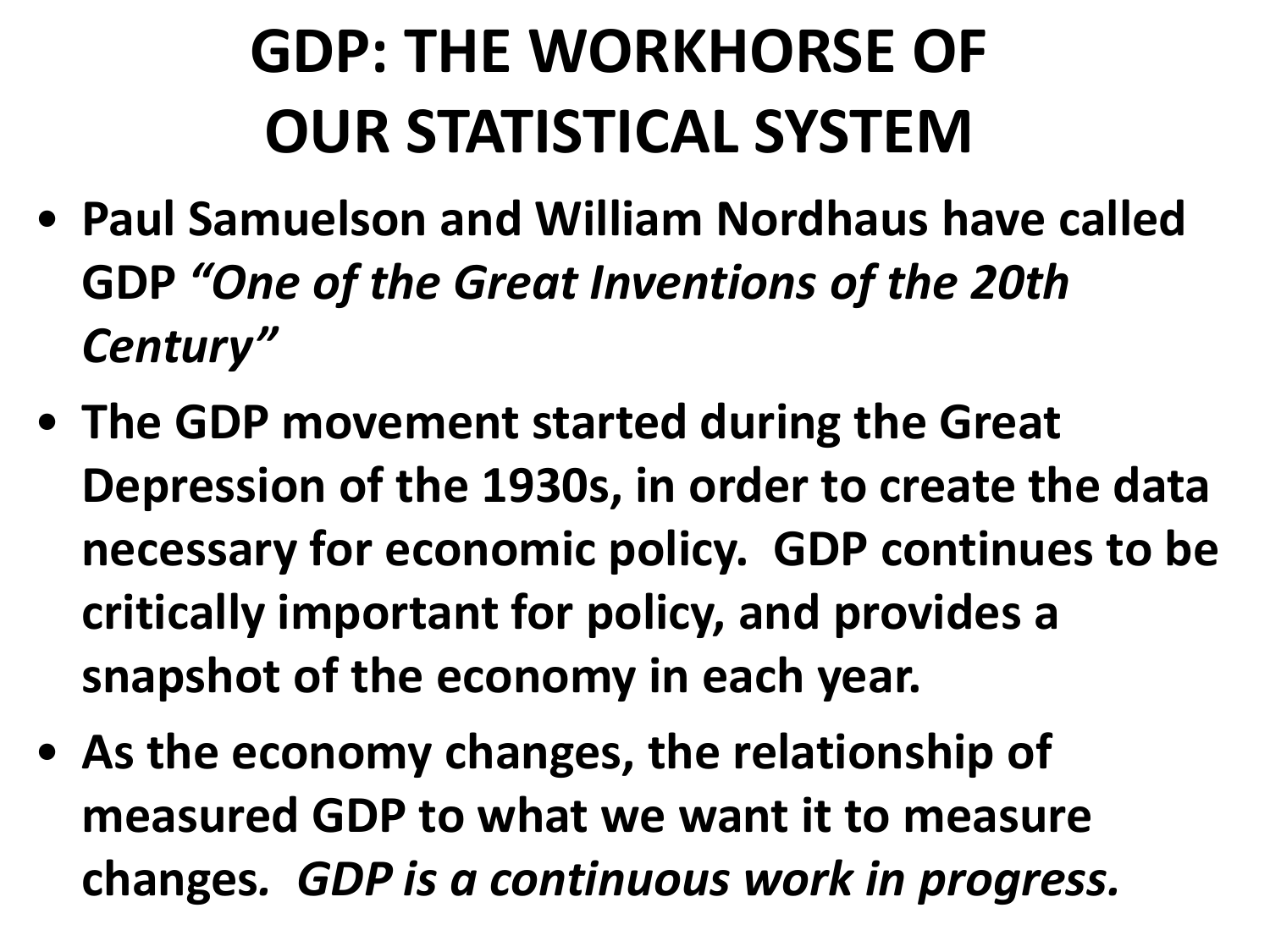# GDP: THE WORKHORSE OF OUR STATISTICAL SYSTEM

- **Paul Samuelson and William Nordhaus have called GDP *"One of the Great Inventions of the 20th Century"***
- **The GDP movement started during the Great Depression of the 1930s, in order to create the data necessary for economic policy. GDP continues to be critically important for policy, and provides a snapshot of the economy in each year.**
- **As the economy changes, the relationship of measured GDP to what we want it to measure changes. *GDP is a continuous work in progress.***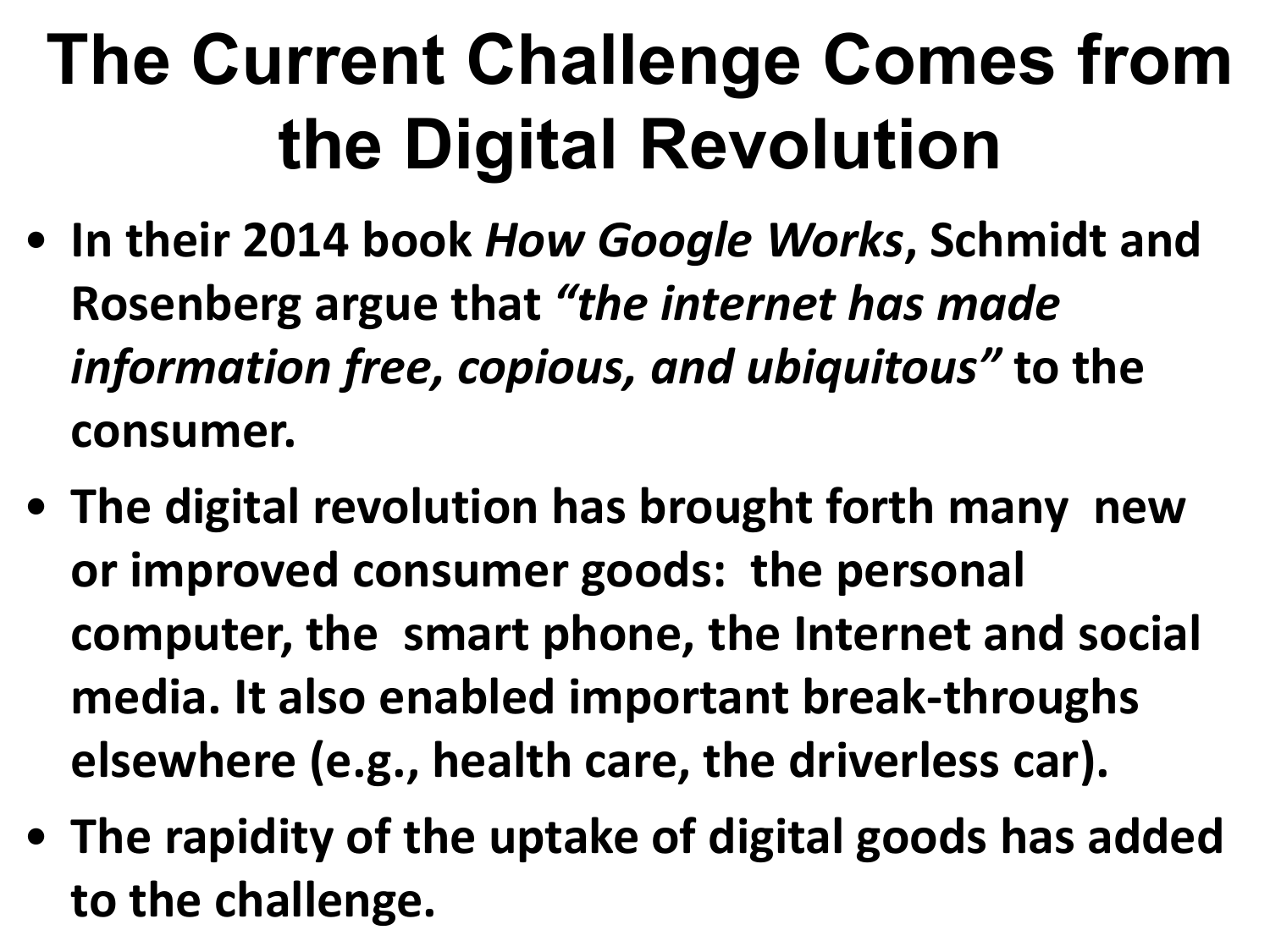# The Current Challenge Comes from the Digital Revolution

- **In their 2014 book *How Google Works*, Schmidt and Rosenberg argue that *"the internet has made information free, copious, and ubiquitous"* to the consumer.**
- **The digital revolution has brought forth many new or improved consumer goods: the personal computer, the smart phone, the Internet and social media. It also enabled important break-throughs elsewhere (e.g., health care, the driverless car).**
- **The rapidity of the uptake of digital goods has added to the challenge.**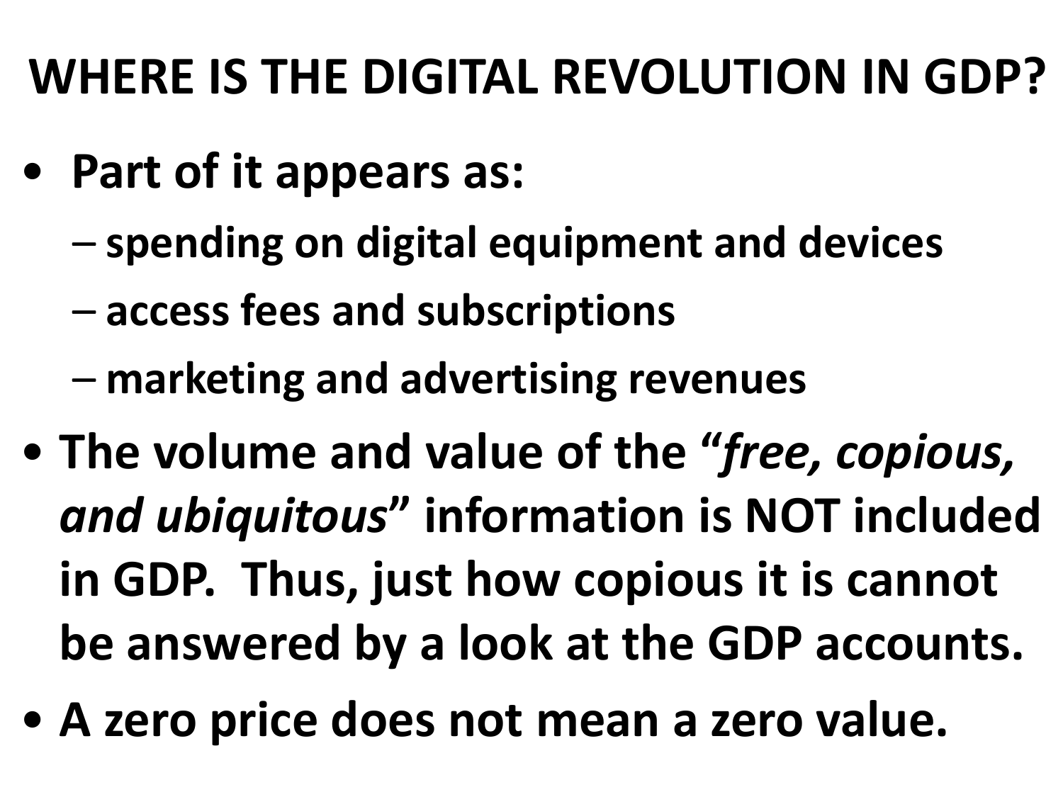# WHERE IS THE DIGITAL REVOLUTION IN GDP?

- **Part of it appears as:**
  - **spending on digital equipment and devices**
  - **access fees and subscriptions**
  - **marketing and advertising revenues**
- **The volume and value of the "*free, copious, and ubiquitous*" information is NOT included in GDP. Thus, just how copious it is cannot be answered by a look at the GDP accounts.**
- **A zero price does not mean a zero value.**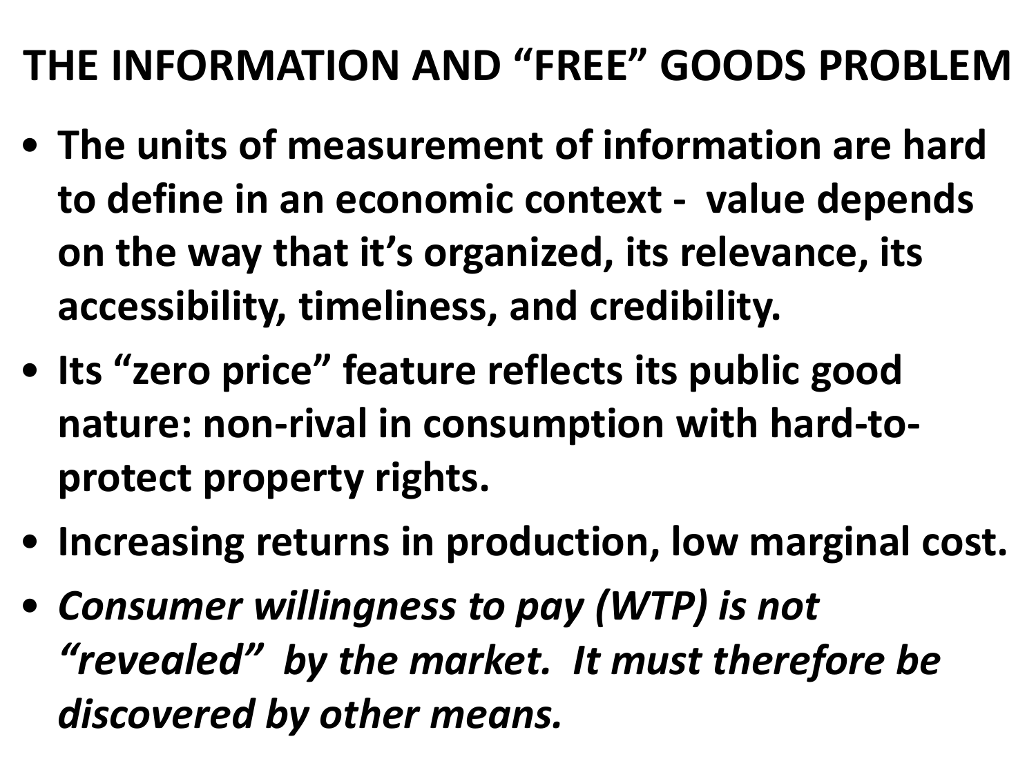# THE INFORMATION AND "FREE" GOODS PROBLEM

- **The units of measurement of information are hard to define in an economic context - value depends on the way that it's organized, its relevance, its accessibility, timeliness, and credibility.**
- **Its "zero price" feature reflects its public good nature: non-rival in consumption with hard-to-protect property rights.**
- **Increasing returns in production, low marginal cost.**
- ***Consumer willingness to pay (WTP) is not "revealed" by the market. It must therefore be discovered by other means.***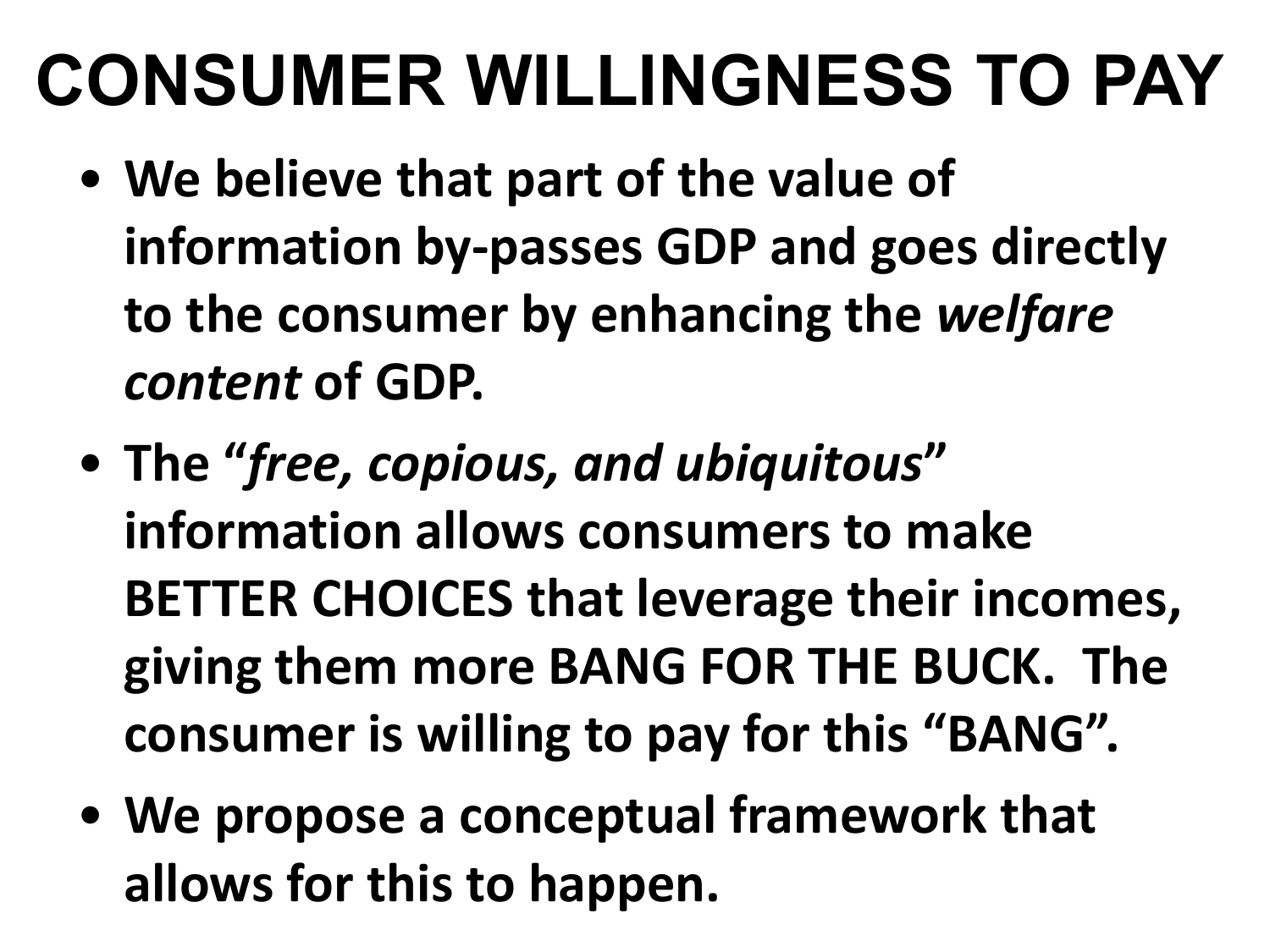# CONSUMER WILLINGNESS TO PAY

- **We believe that part of the value of information by-passes GDP and goes directly to the consumer by enhancing the *welfare content* of GDP.**
- **The "*free, copious, and ubiquitous*" information allows consumers to make BETTER CHOICES that leverage their incomes, giving them more BANG FOR THE BUCK. The consumer is willing to pay for this "BANG".**
- **We propose a conceptual framework that allows for this to happen.**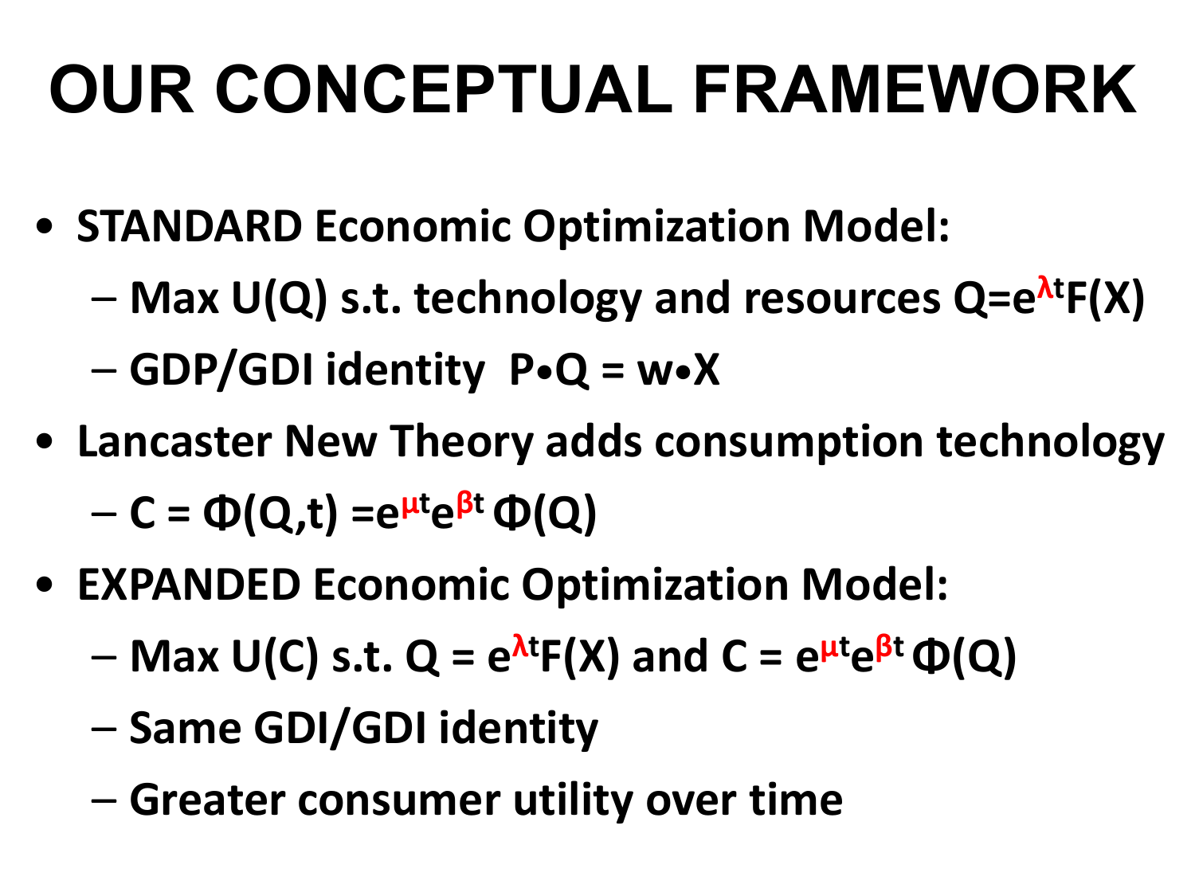# OUR CONCEPTUAL FRAMEWORK

- **STANDARD Economic Optimization Model:**
  - **Max $U(Q)$ s.t. technology and resources $Q=e^{\lambda t}F(X)$**
  - **GDP/GDI identity $P \bullet Q = w \bullet X$**
- **Lancaster New Theory adds consumption technology**
  - **$C = \Phi(Q,t) = e^{\mu t}e^{\beta t}\,\Phi(Q)$**
- **EXPANDED Economic Optimization Model:**
  - **Max $U(C)$ s.t. $Q = e^{\lambda t}F(X)$ and $C = e^{\mu t}e^{\beta t}\,\Phi(Q)$**
  - **Same GDI/GDI identity**
  - **Greater consumer utility over time**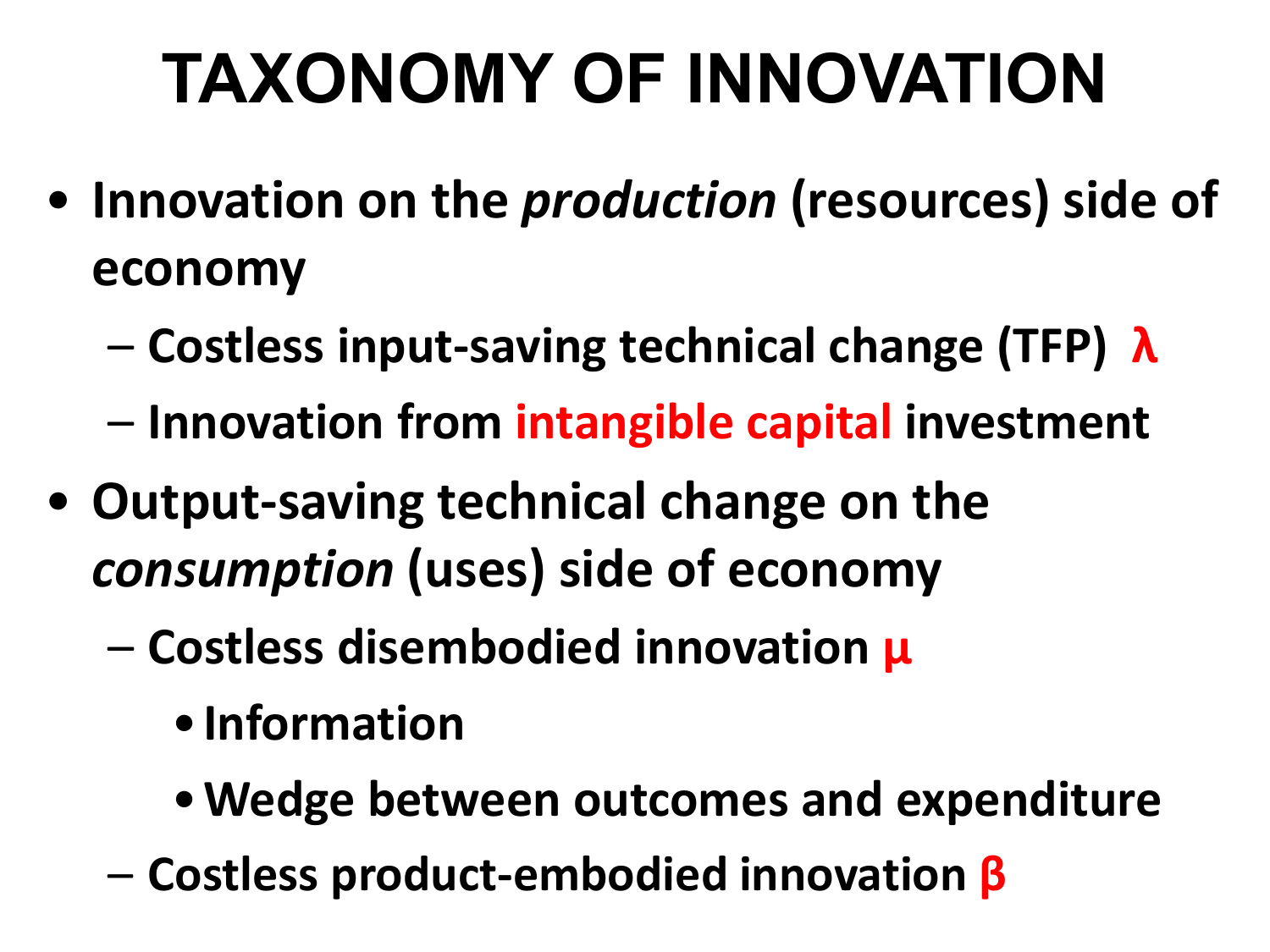# TAXONOMY OF INNOVATION

- **Innovation on the *production* (resources) side of economy**
  - **Costless input-saving technical change (TFP) $\lambda$**
  - **Innovation from intangible capital investment**
- **Output-saving technical change on the *consumption* (uses) side of economy**
  - **Costless disembodied innovation $\mu$**
    - **Information**
    - **Wedge between outcomes and expenditure**
  - **Costless product-embodied innovation $\beta$**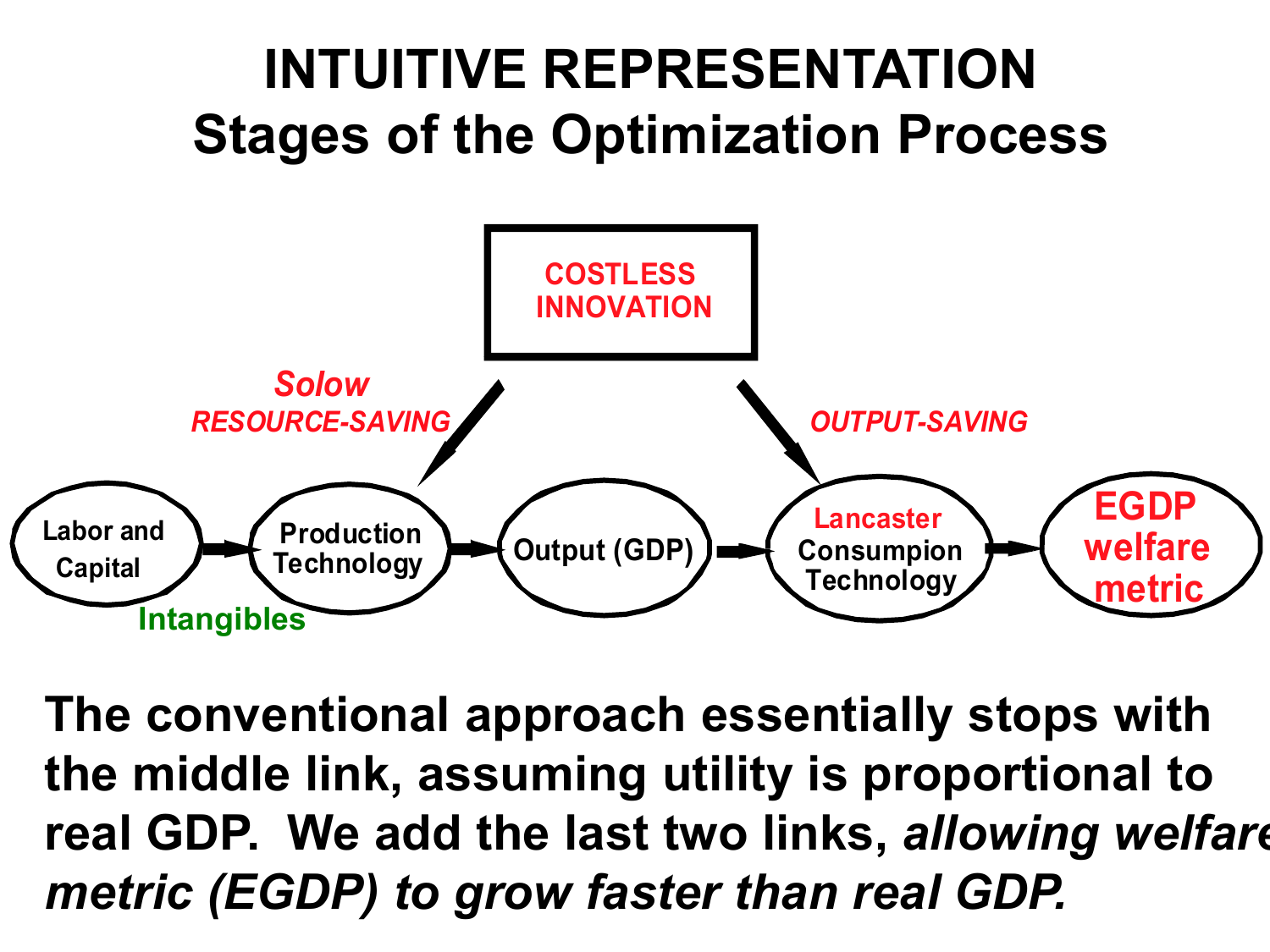# INTUITIVE REPRESENTATION

## Stages of the Optimization Process

COSTLESS INNOVATION

Solow RESOURCE-SAVING

OUTPUT-SAVING

Labor and Capital → Production Technology → Output (GDP) → Lancaster Consumpion Technology → EGDP welfare metric

Intangibles

**The conventional approach essentially stops with the middle link, assuming utility is proportional to real GDP. We add the last two links, *allowing welfare metric (EGDP) to grow faster than real GDP.***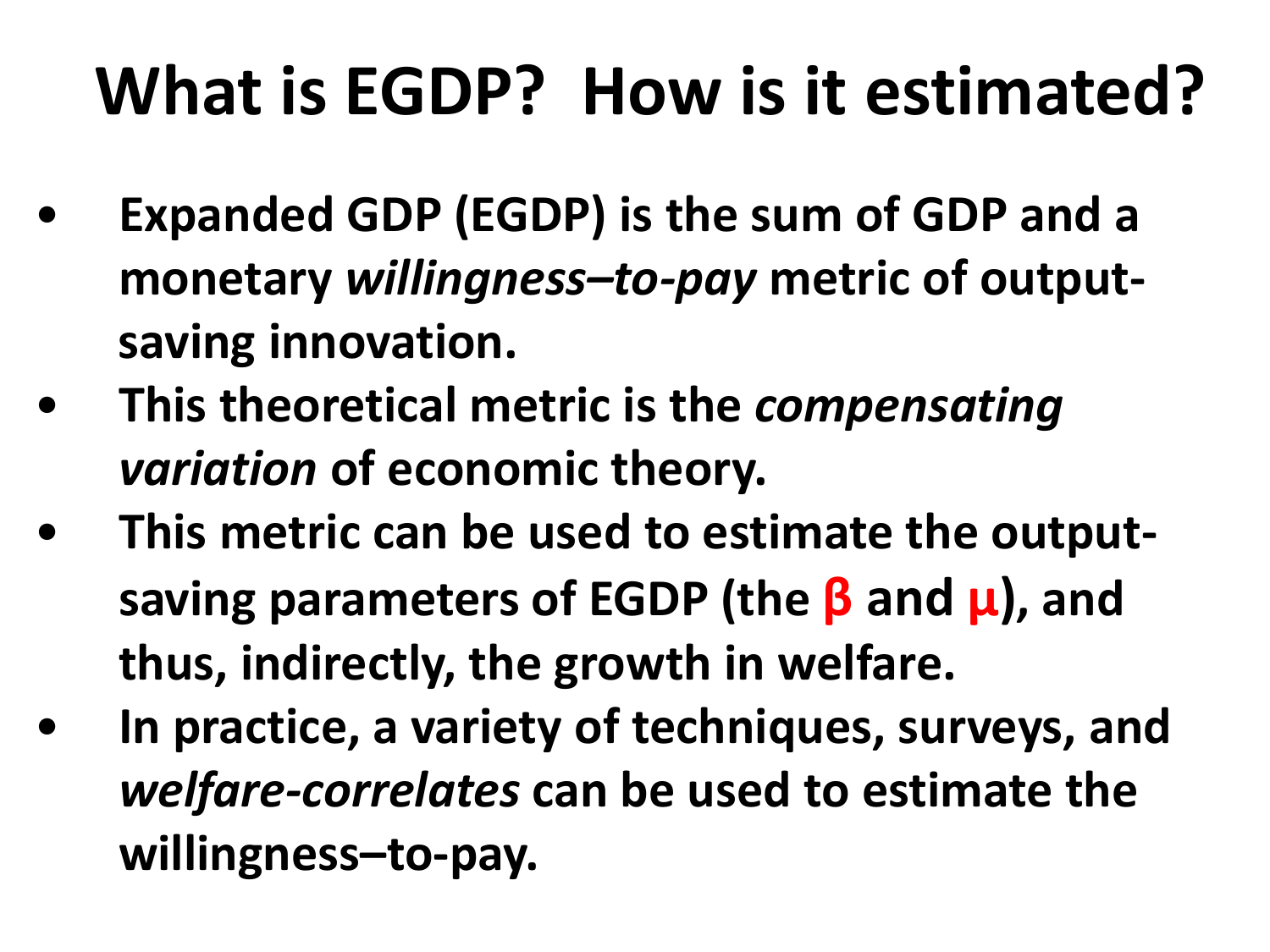# What is EGDP? How is it estimated?

- **Expanded GDP (EGDP) is the sum of GDP and a monetary *willingness–to-pay* metric of output-saving innovation.**
- **This theoretical metric is the *compensating variation* of economic theory.**
- **This metric can be used to estimate the output-saving parameters of EGDP (the $\beta$ and $\mu$), and thus, indirectly, the growth in welfare.**
- **In practice, a variety of techniques, surveys, and *welfare-correlates* can be used to estimate the willingness–to-pay.**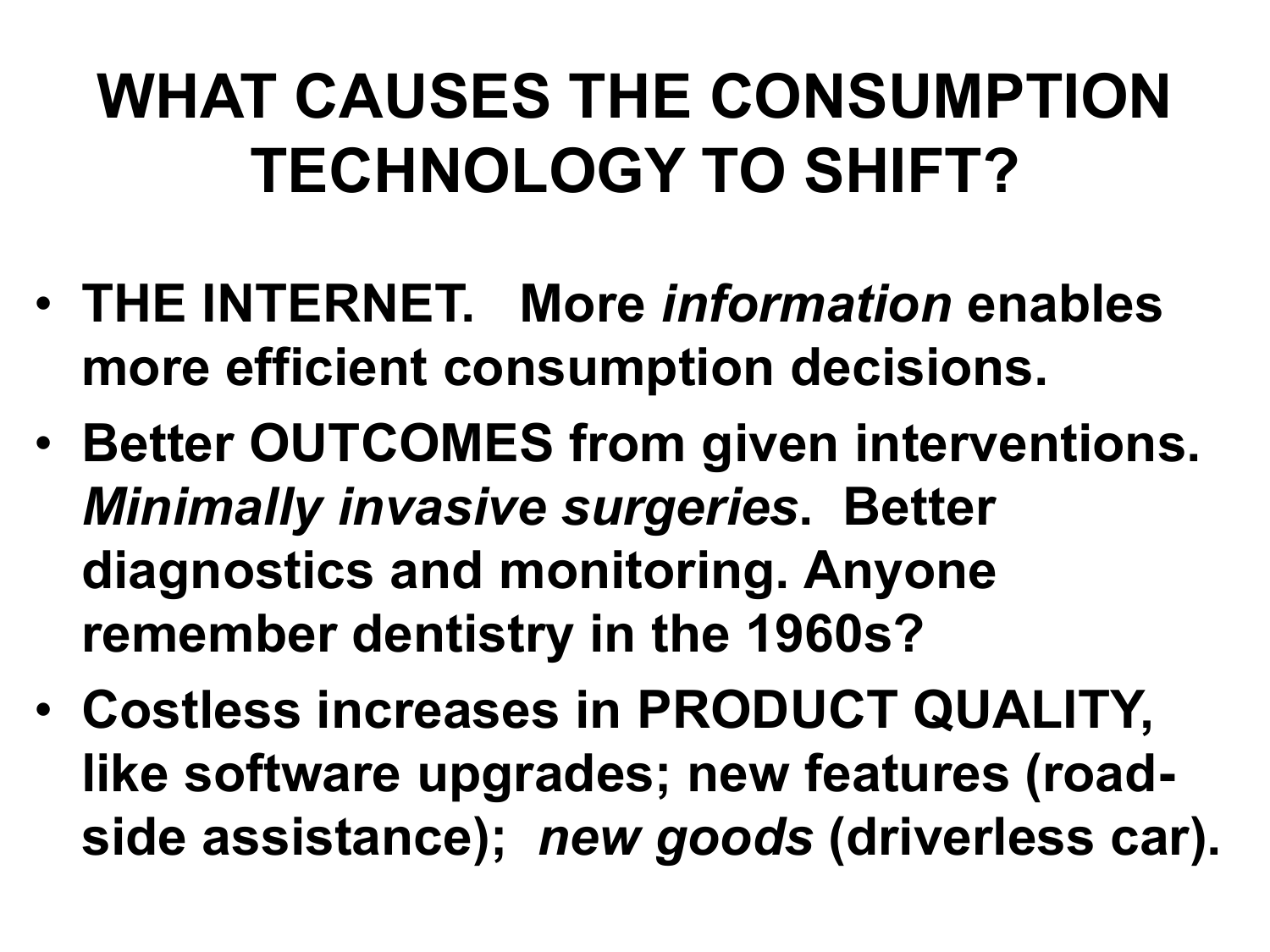# WHAT CAUSES THE CONSUMPTION TECHNOLOGY TO SHIFT?

- **THE INTERNET. More *information* enables more efficient consumption decisions.**
- **Better OUTCOMES from given interventions. *Minimally invasive surgeries*. Better diagnostics and monitoring. Anyone remember dentistry in the 1960s?**
- **Costless increases in PRODUCT QUALITY, like software upgrades; new features (road-side assistance); *new goods* (driverless car).**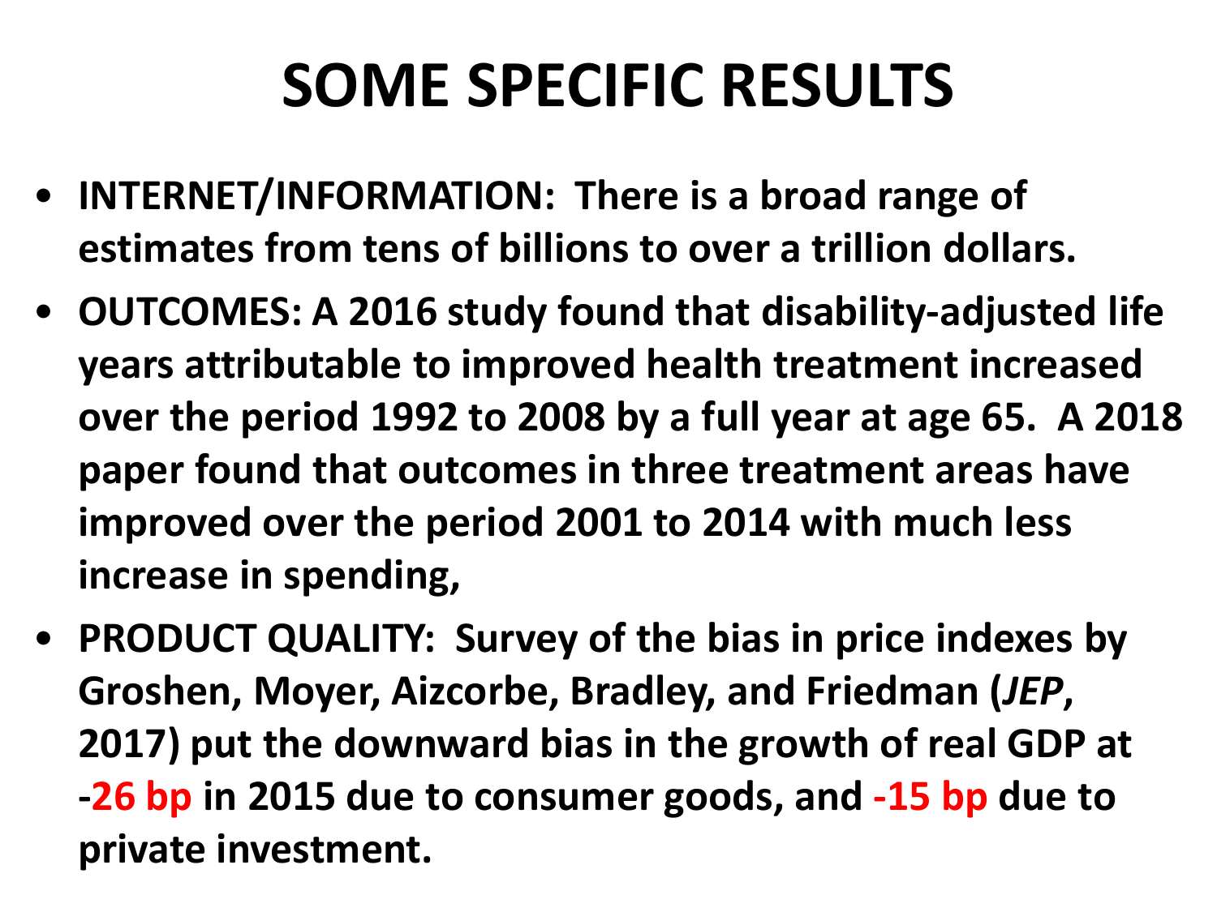# SOME SPECIFIC RESULTS

- **INTERNET/INFORMATION: There is a broad range of estimates from tens of billions to over a trillion dollars.**
- **OUTCOMES: A 2016 study found that disability-adjusted life years attributable to improved health treatment increased over the period 1992 to 2008 by a full year at age 65. A 2018 paper found that outcomes in three treatment areas have improved over the period 2001 to 2014 with much less increase in spending,**
- **PRODUCT QUALITY: Survey of the bias in price indexes by Groshen, Moyer, Aizcorbe, Bradley, and Friedman (*JEP*, 2017) put the downward bias in the growth of real GDP at -26 bp in 2015 due to consumer goods, and -15 bp due to private investment.**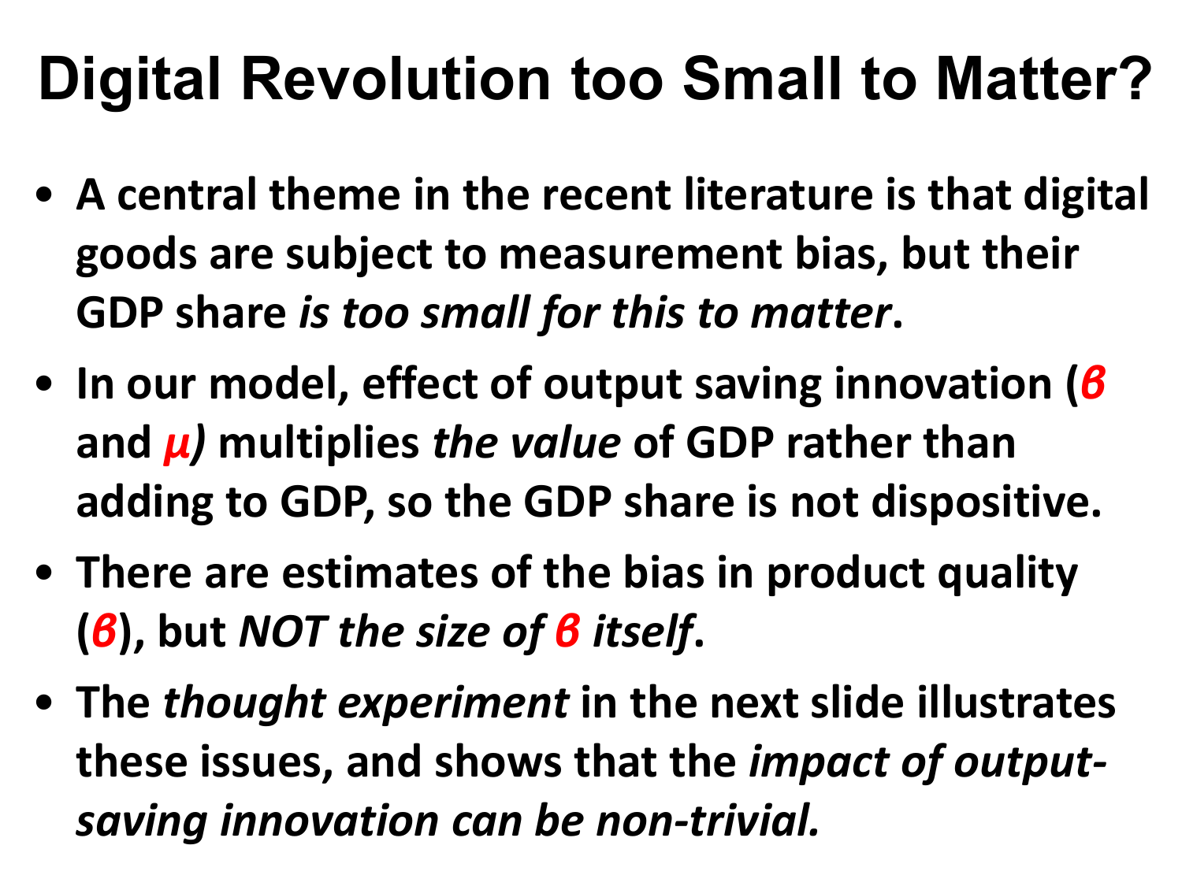# Digital Revolution too Small to Matter?

- **A central theme in the recent literature is that digital goods are subject to measurement bias, but their GDP share *is too small for this to matter*.**
- **In our model, effect of output saving innovation ($\beta$ and $\mu$) multiplies *the value* of GDP rather than adding to GDP, so the GDP share is not dispositive.**
- **There are estimates of the bias in product quality ($\beta$), but *NOT the size of $\beta$ itself*.**
- **The *thought experiment* in the next slide illustrates these issues, and shows that the *impact of output-saving innovation can be non-trivial.***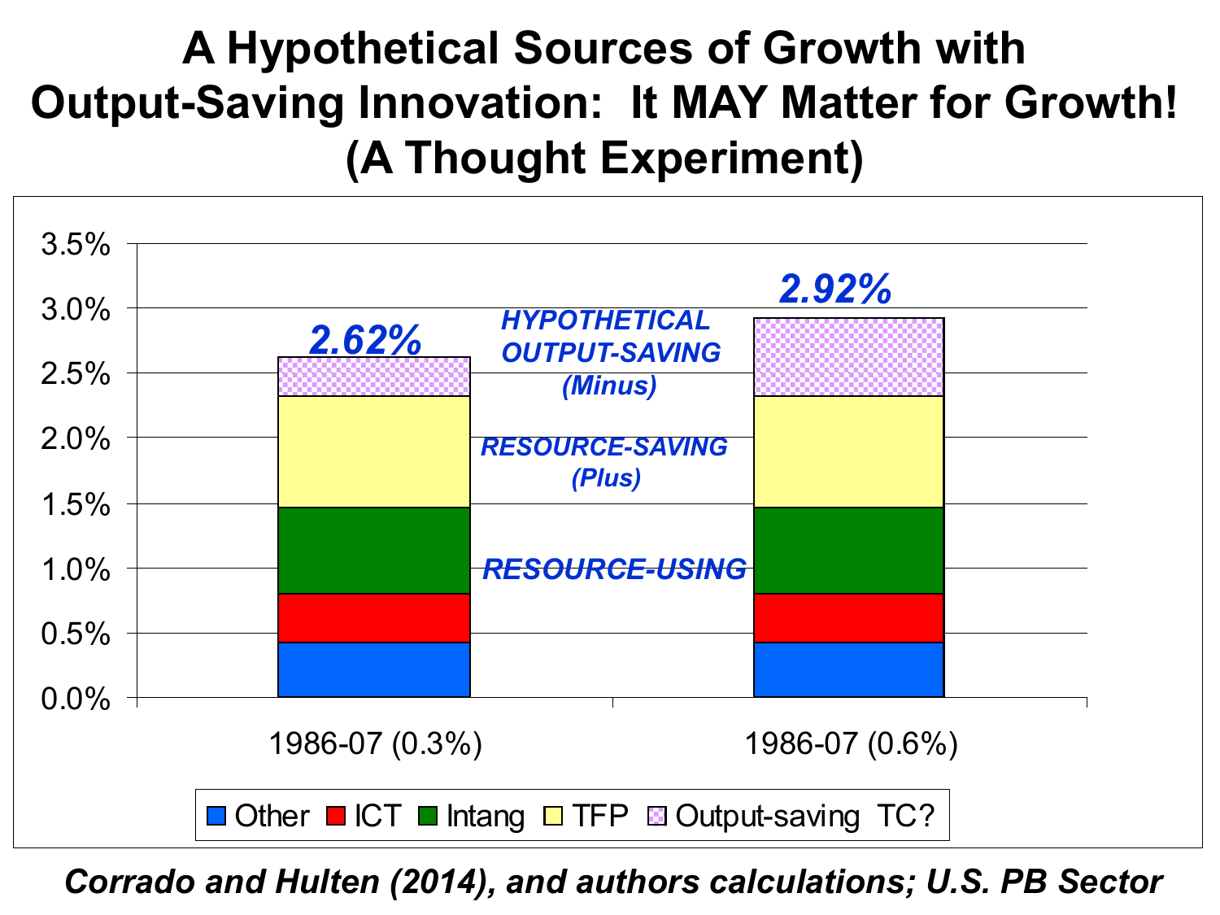# A Hypothetical Sources of Growth with Output-Saving Innovation: It MAY Matter for Growth! (A Thought Experiment)

| | Other | ICT | Intang | TFP | Output-saving TC? | Total |
|---|---|---|---|---|---|---|
| 1986-07 (0.3%) | | | | | | 2.62% |
| 1986-07 (0.6%) | | | | | | 2.92% |

*HYPOTHETICAL OUTPUT-SAVING (Minus)*

*RESOURCE-SAVING (Plus)*

*RESOURCE-USING*

*Corrado and Hulten (2014), and authors calculations; U.S. PB Sector*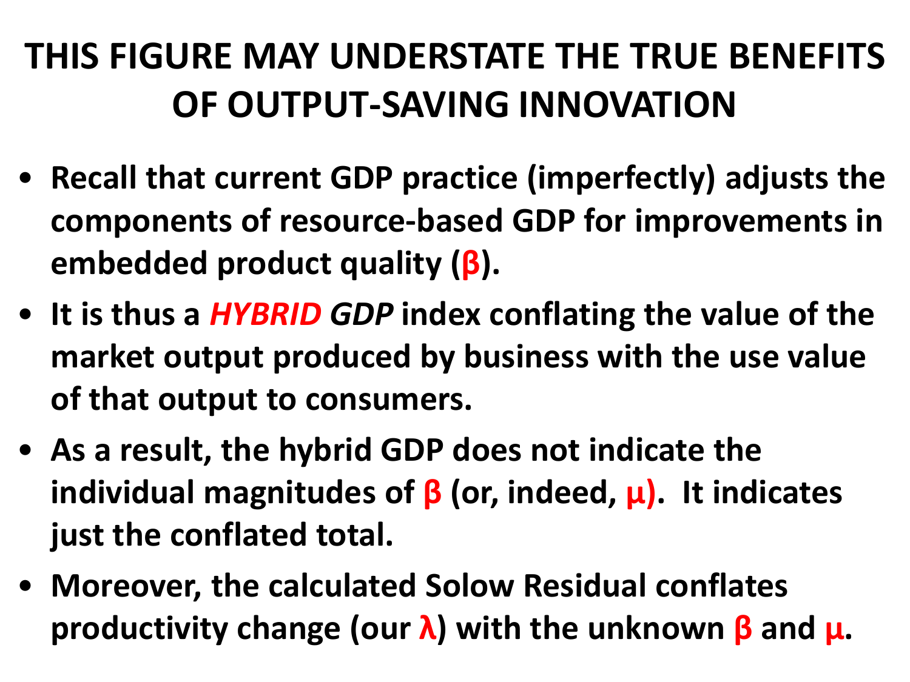# THIS FIGURE MAY UNDERSTATE THE TRUE BENEFITS OF OUTPUT-SAVING INNOVATION

- **Recall that current GDP practice (imperfectly) adjusts the components of resource-based GDP for improvements in embedded product quality ($\beta$).**
- **It is thus a *HYBRID GDP* index conflating the value of the market output produced by business with the use value of that output to consumers.**
- **As a result, the hybrid GDP does not indicate the individual magnitudes of $\beta$ (or, indeed, $\mu$). It indicates just the conflated total.**
- **Moreover, the calculated Solow Residual conflates productivity change (our $\lambda$) with the unknown $\beta$ and $\mu$.**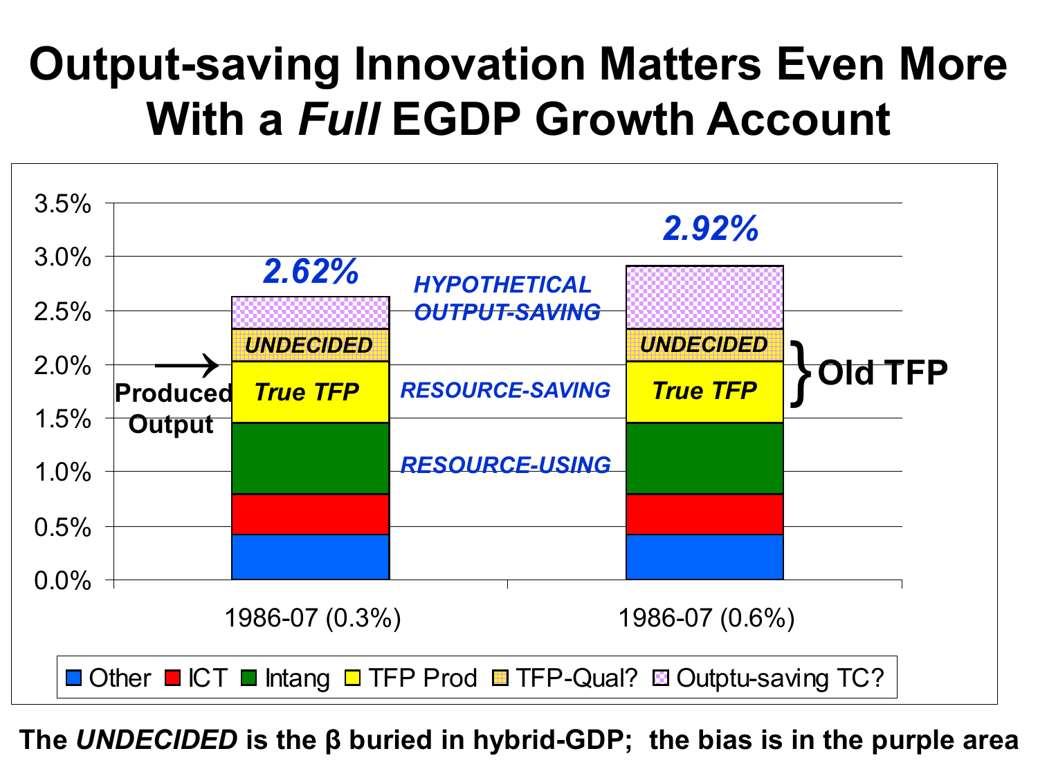# Output-saving Innovation Matters Even More With a *Full* EGDP Growth Account

| | Other | ICT | Intang | TFP Prod | TFP-Qual? | Outptu-saving TC? | Total |
|---|---|---|---|---|---|---|---|
| 1986-07 (0.3%) | | | | True TFP | UNDECIDED | | 2.62% |
| 1986-07 (0.6%) | | | | True TFP | UNDECIDED | | 2.92% |

Labels: Produced Output (arrow at 2.0%); RESOURCE-USING; RESOURCE-SAVING; HYPOTHETICAL OUTPUT-SAVING; Old TFP (True TFP + UNDECIDED)

**The *UNDECIDED* is the β buried in hybrid-GDP; the bias is in the purple area**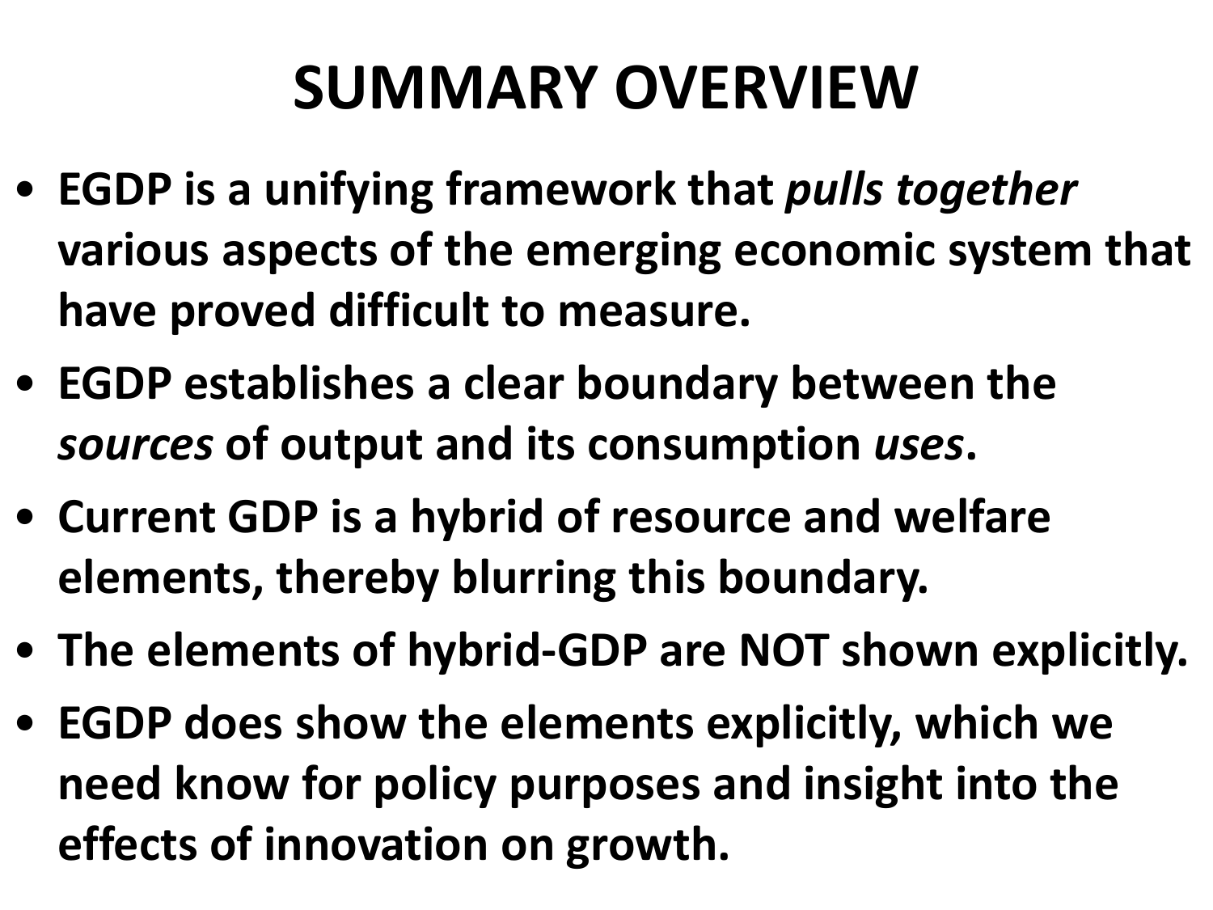# SUMMARY OVERVIEW

- **EGDP is a unifying framework that *pulls together* various aspects of the emerging economic system that have proved difficult to measure.**
- **EGDP establishes a clear boundary between the *sources* of output and its consumption *uses*.**
- **Current GDP is a hybrid of resource and welfare elements, thereby blurring this boundary.**
- **The elements of hybrid-GDP are NOT shown explicitly.**
- **EGDP does show the elements explicitly, which we need know for policy purposes and insight into the effects of innovation on growth.**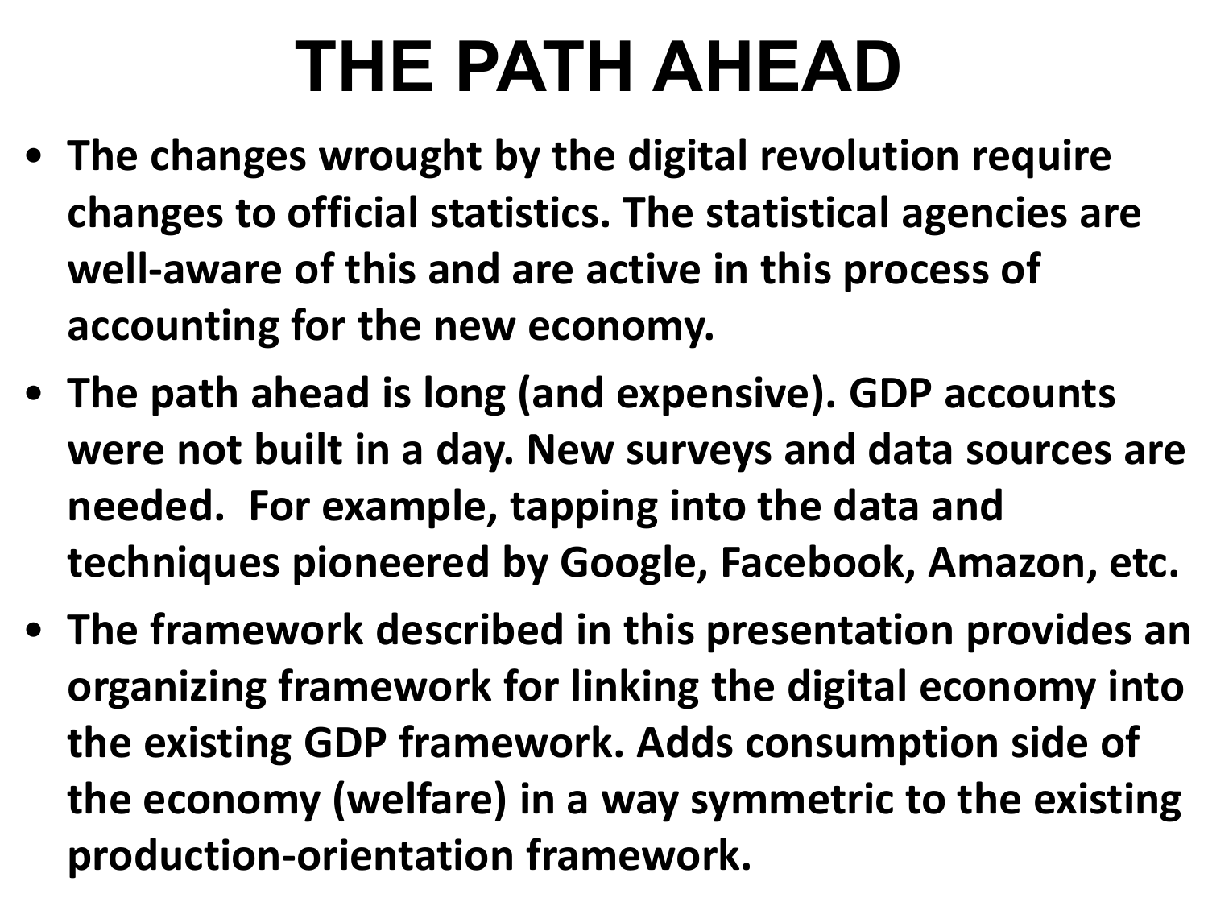# THE PATH AHEAD

- **The changes wrought by the digital revolution require changes to official statistics. The statistical agencies are well-aware of this and are active in this process of accounting for the new economy.**
- **The path ahead is long (and expensive). GDP accounts were not built in a day. New surveys and data sources are needed. For example, tapping into the data and techniques pioneered by Google, Facebook, Amazon, etc.**
- **The framework described in this presentation provides an organizing framework for linking the digital economy into the existing GDP framework. Adds consumption side of the economy (welfare) in a way symmetric to the existing production-orientation framework.**